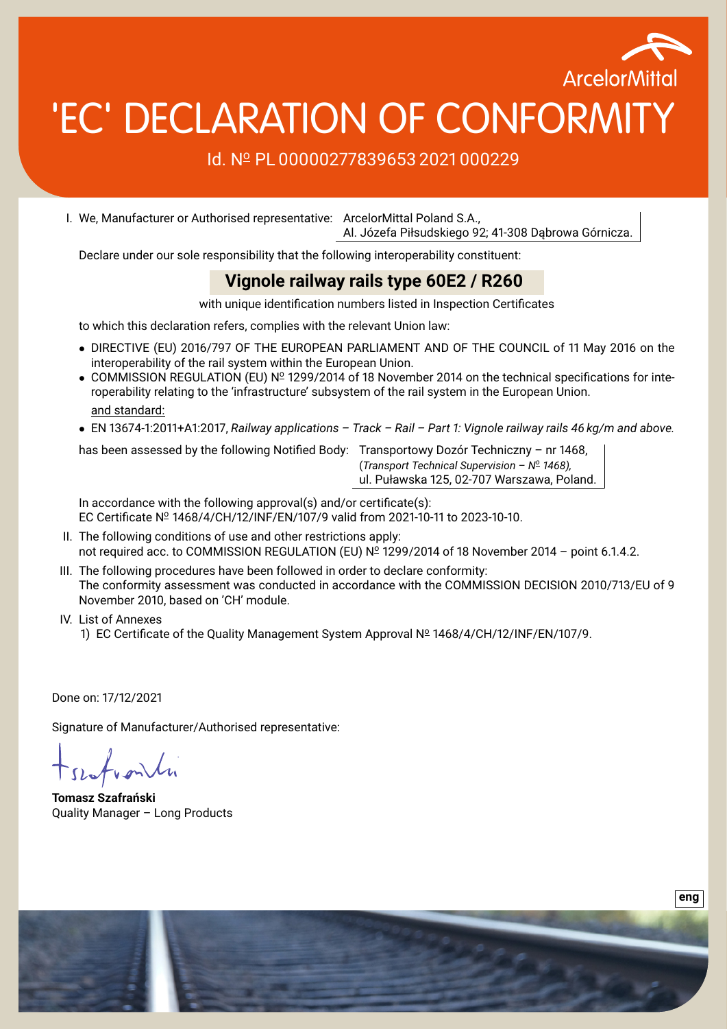ArcelorMittal

# 'EC' DECLARATION OF CONFORMITY

Id. № PL 00000277839653 2021 000229

I. We, Manufacturer or Authorised representative: ArcelorMittal Poland S.A., Al. Józefa Piłsudskiego 92; 41-308 Dąbrowa Górnicza.

Declare under our sole responsibility that the following interoperability constituent:

**Vignole railway rails type 60E2 / R260**

with unique identification numbers listed in Inspection Certificates

to which this declaration refers, complies with the relevant Union law:

- DIRECTIVE (EU) 2016/797 OF THE EUROPEAN PARLIAMENT AND OF THE COUNCIL of 11 May 2016 on the interoperability of the rail system within the European Union.
- COMMISSION REGULATION (EU) № 1299/2014 of 18 November 2014 on the technical specifications for interoperability relating to the 'infrastructure' subsystem of the rail system in the European Union.

and standard:

- EN 13674-1:2011+A1:2017, *Railway applications – Track – Rail – Part 1: Vignole railway rails 46 kg/m and above.*

has been assessed by the following Notified Body: Transportowy Dozór Techniczny – nr 1468, (*Transport Technical Supervision – № 1468),* ul. Puławska 125, 02-707 Warszawa, Poland.

In accordance with the following approval(s) and/or certificate(s):
EC Certificate № 1468/4/CH/12/INF/EN/107/9 valid from 2021-10-11 to 2023-10-10.

II. The following conditions of use and other restrictions apply:
not required acc. to COMMISSION REGULATION (EU) № 1299/2014 of 18 November 2014 – point 6.1.4.2.

III. The following procedures have been followed in order to declare conformity:
The conformity assessment was conducted in accordance with the COMMISSION DECISION 2010/713/EU of 9 November 2010, based on 'CH' module.

IV. List of Annexes
1) EC Certificate of the Quality Management System Approval № 1468/4/CH/12/INF/EN/107/9.

Done on: 17/12/2021

Signature of Manufacturer/Authorised representative:

**Tomasz Szafrański**
Quality Manager – Long Products

eng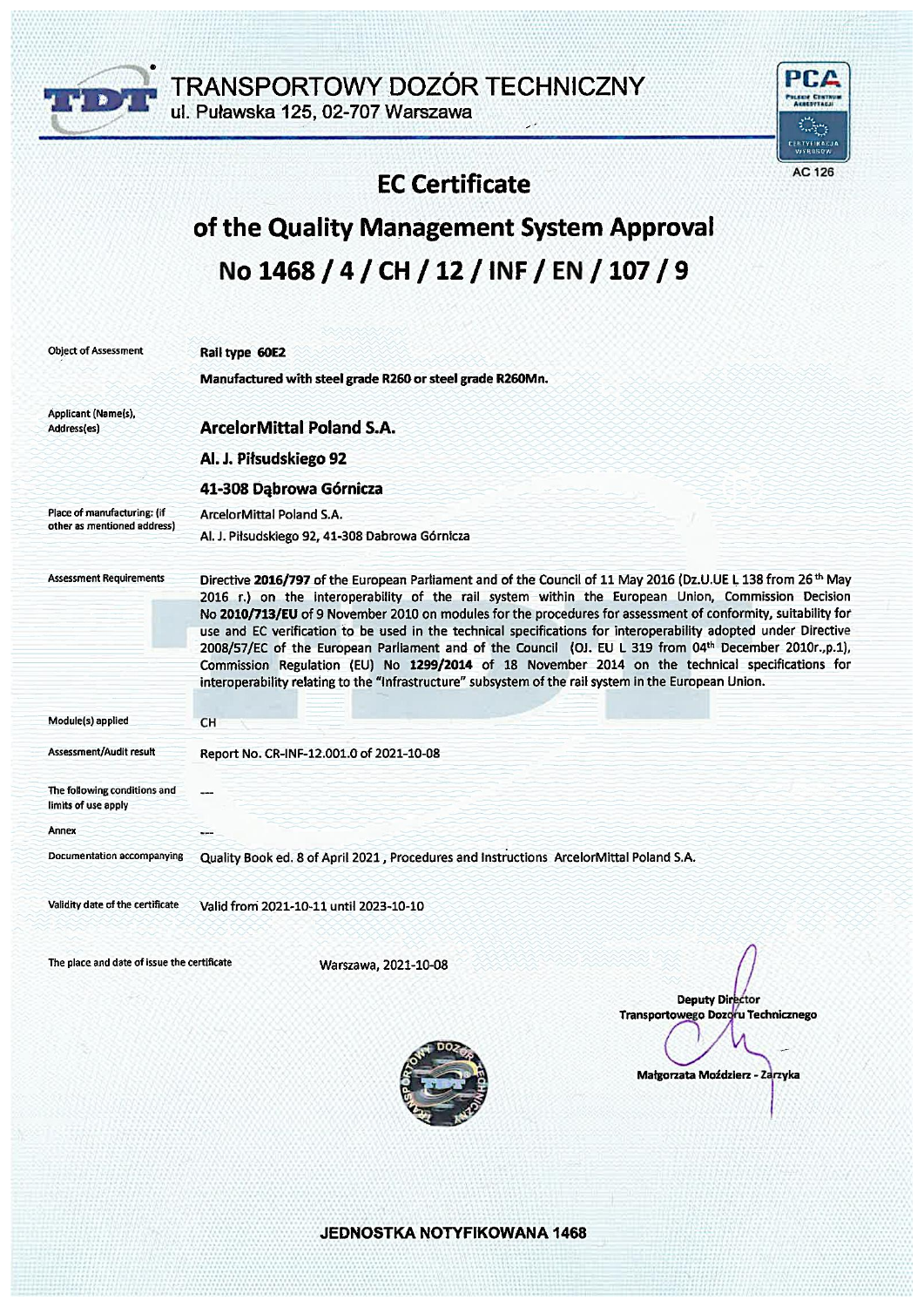TRANSPORTOWY DOZÓR TECHNICZNY
ul. Puławska 125, 02-707 Warszawa

PCA AC 126

# EC Certificate
# of the Quality Management System Approval
# No 1468 / 4 / CH / 12 / INF / EN / 107 / 9

| | |
|---|---|
| Object of Assessment | **Rail type 60E2**<br>**Manufactured with steel grade R260 or steel grade R260Mn.** |
| Applicant (Name(s), Address(es) | **ArcelorMittal Poland S.A.**<br>**Al. J. Piłsudskiego 92**<br>**41-308 Dąbrowa Górnicza** |
| Place of manufacturing: (if other as mentioned address) | ArcelorMittal Poland S.A.<br>Al. J. Piłsudskiego 92, 41-308 Dabrowa Górnicza |
| Assessment Requirements | Directive **2016/797** of the European Parliament and of the Council of 11 May 2016 (Dz.U.UE L 138 from 26[th] May 2016 r.) on the interoperability of the rail system within the European Union, Commission Decision No **2010/713/EU** of 9 November 2010 on modules for the procedures for assessment of conformity, suitability for use and EC verification to be used in the technical specifications for interoperability adopted under Directive 2008/57/EC of the European Parliament and of the Council (OJ. EU L 319 from 04[th] December 2010r.,p.1), Commission Regulation (EU) No **1299/2014** of 18 November 2014 on the technical specifications for interoperability relating to the "Infrastructure" subsystem of the rail system in the European Union. |
| Module(s) applied | CH |
| Assessment/Audit result | Report No. CR-INF-12.001.0 of 2021-10-08 |
| The following conditions and limits of use apply | --- |
| Annex | --- |
| Documentation accompanying | Quality Book ed. 8 of April 2021 , Procedures and Instructions ArcelorMittal Poland S.A. |
| Validity date of the certificate | Valid from 2021-10-11 until 2023-10-10 |
| The place and date of issue the certificate | Warszawa, 2021-10-08 |

Deputy Director
Transportowego Dozoru Technicznego

Małgorzata Moździerz - Zarzyka

**JEDNOSTKA NOTYFIKOWANA 1468**